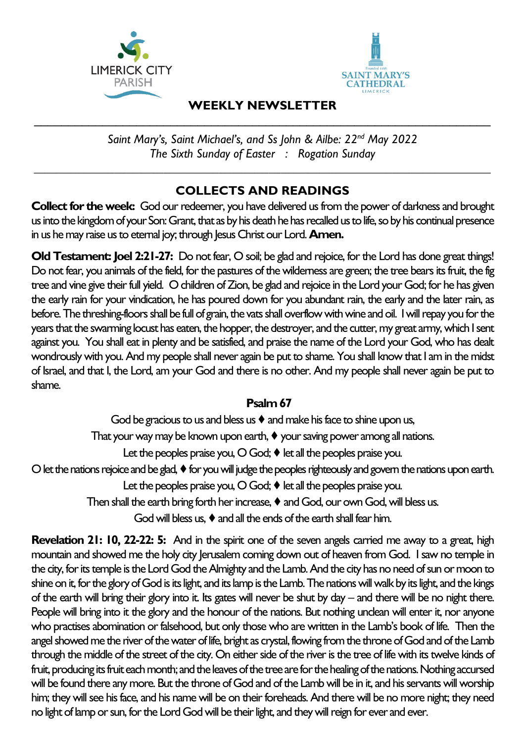LIMERICK CITY PARISH

SAINT MARY'S CATHEDRAL LIMERICK

# WEEKLY NEWSLETTER

*Saint Mary's, Saint Michael's, and Ss John & Ailbe: 22nd May 2022*
*The Sixth Sunday of Easter : Rogation Sunday*

## COLLECTS AND READINGS

**Collect for the week:** God our redeemer, you have delivered us from the power of darkness and brought us into the kingdom of your Son: Grant, that as by his death he has recalled us to life, so by his continual presence in us he may raise us to eternal joy; through Jesus Christ our Lord. **Amen.**

**Old Testament: Joel 2:21-27:** Do not fear, O soil; be glad and rejoice, for the Lord has done great things! Do not fear, you animals of the field, for the pastures of the wilderness are green; the tree bears its fruit, the fig tree and vine give their full yield. O children of Zion, be glad and rejoice in the Lord your God; for he has given the early rain for your vindication, he has poured down for you abundant rain, the early and the later rain, as before. The threshing-floors shall be full of grain, the vats shall overflow with wine and oil. I will repay you for the years that the swarming locust has eaten, the hopper, the destroyer, and the cutter, my great army, which I sent against you. You shall eat in plenty and be satisfied, and praise the name of the Lord your God, who has dealt wondrously with you. And my people shall never again be put to shame. You shall know that I am in the midst of Israel, and that I, the Lord, am your God and there is no other. And my people shall never again be put to shame.

**Psalm 67**

God be gracious to us and bless us ♦ and make his face to shine upon us,
That your way may be known upon earth, ♦ your saving power among all nations.
Let the peoples praise you, O God; ♦ let all the peoples praise you.
O let the nations rejoice and be glad, ♦ for you will judge the peoples righteously and govern the nations upon earth.
Let the peoples praise you, O God; ♦ let all the peoples praise you.
Then shall the earth bring forth her increase, ♦ and God, our own God, will bless us.
God will bless us, ♦ and all the ends of the earth shall fear him.

**Revelation 21: 10, 22-22: 5:** And in the spirit one of the seven angels carried me away to a great, high mountain and showed me the holy city Jerusalem coming down out of heaven from God. I saw no temple in the city, for its temple is the Lord God the Almighty and the Lamb. And the city has no need of sun or moon to shine on it, for the glory of God is its light, and its lamp is the Lamb. The nations will walk by its light, and the kings of the earth will bring their glory into it. Its gates will never be shut by day – and there will be no night there. People will bring into it the glory and the honour of the nations. But nothing unclean will enter it, nor anyone who practises abomination or falsehood, but only those who are written in the Lamb's book of life. Then the angel showed me the river of the water of life, bright as crystal, flowing from the throne of God and of the Lamb through the middle of the street of the city. On either side of the river is the tree of life with its twelve kinds of fruit, producing its fruit each month; and the leaves of the tree are for the healing of the nations. Nothing accursed will be found there any more. But the throne of God and of the Lamb will be in it, and his servants will worship him; they will see his face, and his name will be on their foreheads. And there will be no more night; they need no light of lamp or sun, for the Lord God will be their light, and they will reign for ever and ever.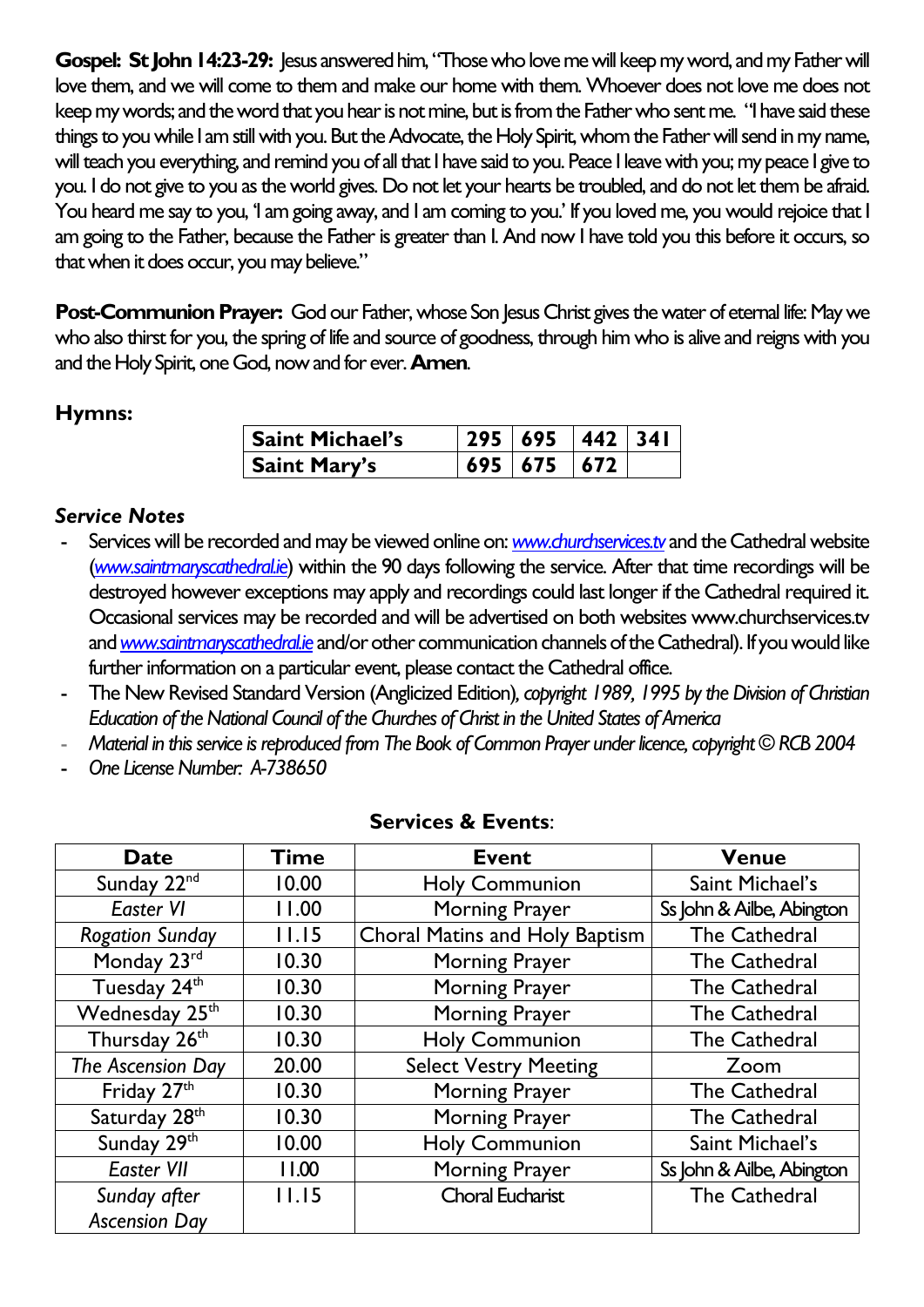**Gospel: St John 14:23-29:** Jesus answered him, "Those who love me will keep my word, and my Father will love them, and we will come to them and make our home with them. Whoever does not love me does not keep my words; and the word that you hear is not mine, but is from the Father who sent me. "I have said these things to you while I am still with you. But the Advocate, the Holy Spirit, whom the Father will send in my name, will teach you everything, and remind you of all that I have said to you. Peace I leave with you; my peace I give to you. I do not give to you as the world gives. Do not let your hearts be troubled, and do not let them be afraid. You heard me say to you, 'I am going away, and I am coming to you.' If you loved me, you would rejoice that I am going to the Father, because the Father is greater than I. And now I have told you this before it occurs, so that when it does occur, you may believe."

**Post-Communion Prayer:** God our Father, whose Son Jesus Christ gives the water of eternal life: May we who also thirst for you, the spring of life and source of goodness, through him who is alive and reigns with you and the Holy Spirit, one God, now and for ever. **Amen**.

**Hymns:**

| | | | | |
|---|---|---|---|---|
| **Saint Michael's** | **295** | **695** | **442** | **341** |
| **Saint Mary's** | **695** | **675** | **672** | |

***Service Notes***

- Services will be recorded and may be viewed online on: *www.churchservices.tv* and the Cathedral website (*www.saintmaryscathedral.ie*) within the 90 days following the service. After that time recordings will be destroyed however exceptions may apply and recordings could last longer if the Cathedral required it. Occasional services may be recorded and will be advertised on both websites www.churchservices.tv and *www.saintmaryscathedral.ie* and/or other communication channels of the Cathedral). If you would like further information on a particular event, please contact the Cathedral office.
- The New Revised Standard Version (Anglicized Edition), *copyright 1989, 1995 by the Division of Christian Education of the National Council of the Churches of Christ in the United States of America*
- *Material in this service is reproduced from The Book of Common Prayer under licence, copyright © RCB 2004*
- *One License Number: A-738650*

**Services & Events**:

| Date | Time | Event | Venue |
|---|---|---|---|
| Sunday 22nd | 10.00 | Holy Communion | Saint Michael's |
| *Easter VI* | 11.00 | Morning Prayer | Ss John & Ailbe, Abington |
| *Rogation Sunday* | 11.15 | Choral Matins and Holy Baptism | The Cathedral |
| Monday 23rd | 10.30 | Morning Prayer | The Cathedral |
| Tuesday 24th | 10.30 | Morning Prayer | The Cathedral |
| Wednesday 25th | 10.30 | Morning Prayer | The Cathedral |
| Thursday 26th | 10.30 | Holy Communion | The Cathedral |
| *The Ascension Day* | 20.00 | Select Vestry Meeting | Zoom |
| Friday 27th | 10.30 | Morning Prayer | The Cathedral |
| Saturday 28th | 10.30 | Morning Prayer | The Cathedral |
| Sunday 29th | 10.00 | Holy Communion | Saint Michael's |
| *Easter VII* | 11.00 | Morning Prayer | Ss John & Ailbe, Abington |
| *Sunday after Ascension Day* | 11.15 | Choral Eucharist | The Cathedral |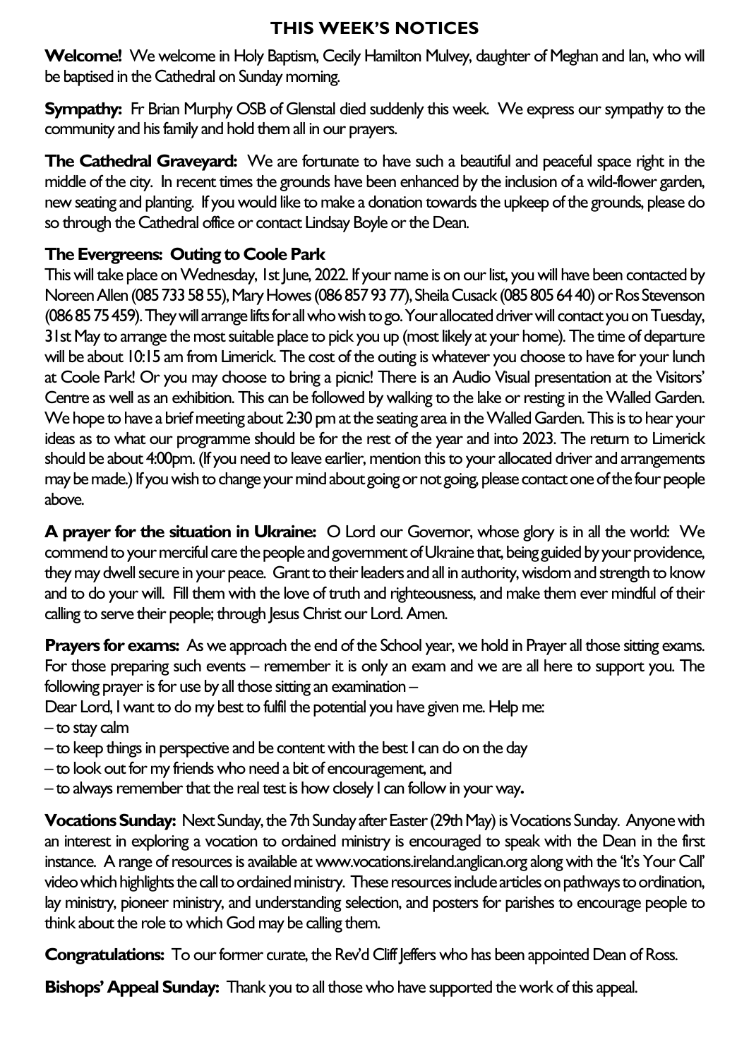## THIS WEEK'S NOTICES

**Welcome!** We welcome in Holy Baptism, Cecily Hamilton Mulvey, daughter of Meghan and Ian, who will be baptised in the Cathedral on Sunday morning.

**Sympathy:** Fr Brian Murphy OSB of Glenstal died suddenly this week. We express our sympathy to the community and his family and hold them all in our prayers.

**The Cathedral Graveyard:** We are fortunate to have such a beautiful and peaceful space right in the middle of the city. In recent times the grounds have been enhanced by the inclusion of a wild-flower garden, new seating and planting. If you would like to make a donation towards the upkeep of the grounds, please do so through the Cathedral office or contact Lindsay Boyle or the Dean.

**The Evergreens: Outing to Coole Park**

This will take place on Wednesday, 1st June, 2022. If your name is on our list, you will have been contacted by Noreen Allen (085 733 58 55), Mary Howes (086 857 93 77), Sheila Cusack (085 805 64 40) or Ros Stevenson (086 85 75 459). They will arrange lifts for all who wish to go. Your allocated driver will contact you on Tuesday, 31st May to arrange the most suitable place to pick you up (most likely at your home). The time of departure will be about 10:15 am from Limerick. The cost of the outing is whatever you choose to have for your lunch at Coole Park! Or you may choose to bring a picnic! There is an Audio Visual presentation at the Visitors' Centre as well as an exhibition. This can be followed by walking to the lake or resting in the Walled Garden. We hope to have a brief meeting about 2:30 pm at the seating area in the Walled Garden. This is to hear your ideas as to what our programme should be for the rest of the year and into 2023. The return to Limerick should be about 4:00pm. (If you need to leave earlier, mention this to your allocated driver and arrangements may be made.) If you wish to change your mind about going or not going, please contact one of the four people above.

**A prayer for the situation in Ukraine:** O Lord our Governor, whose glory is in all the world: We commend to your merciful care the people and government of Ukraine that, being guided by your providence, they may dwell secure in your peace. Grant to their leaders and all in authority, wisdom and strength to know and to do your will. Fill them with the love of truth and righteousness, and make them ever mindful of their calling to serve their people; through Jesus Christ our Lord. Amen.

**Prayers for exams:** As we approach the end of the School year, we hold in Prayer all those sitting exams. For those preparing such events – remember it is only an exam and we are all here to support you. The following prayer is for use by all those sitting an examination –

Dear Lord, I want to do my best to fulfil the potential you have given me. Help me:

– to stay calm
– to keep things in perspective and be content with the best I can do on the day
– to look out for my friends who need a bit of encouragement, and
– to always remember that the real test is how closely I can follow in your way**.**

**Vocations Sunday:** Next Sunday, the 7th Sunday after Easter (29th May) is Vocations Sunday. Anyone with an interest in exploring a vocation to ordained ministry is encouraged to speak with the Dean in the first instance. A range of resources is available at www.vocations.ireland.anglican.org along with the 'It's Your Call' video which highlights the call to ordained ministry. These resources include articles on pathways to ordination, lay ministry, pioneer ministry, and understanding selection, and posters for parishes to encourage people to think about the role to which God may be calling them.

**Congratulations:** To our former curate, the Rev'd Cliff Jeffers who has been appointed Dean of Ross.

**Bishops' Appeal Sunday:** Thank you to all those who have supported the work of this appeal.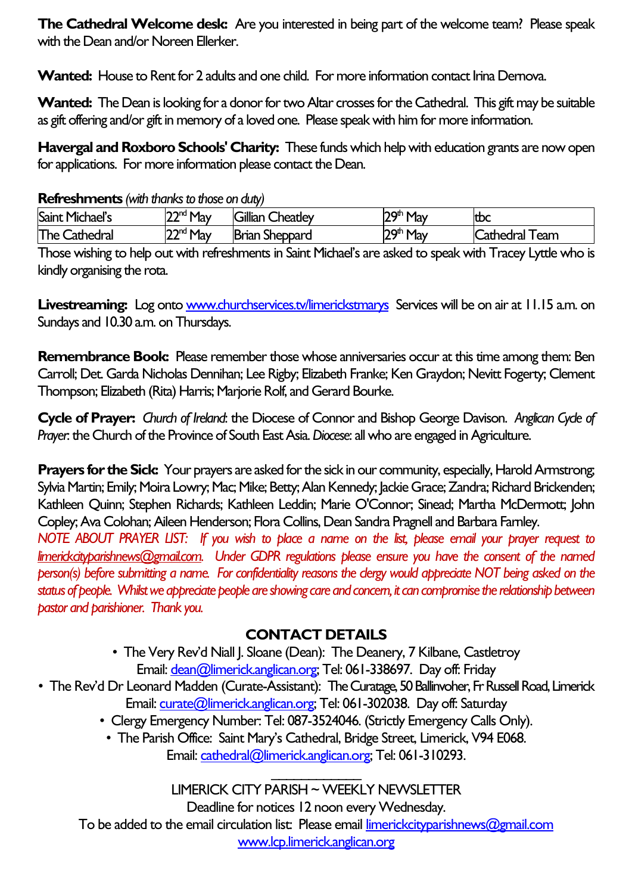**The Cathedral Welcome desk:** Are you interested in being part of the welcome team? Please speak with the Dean and/or Noreen Ellerker.

**Wanted:** House to Rent for 2 adults and one child. For more information contact Irina Dernova.

**Wanted:** The Dean is looking for a donor for two Altar crosses for the Cathedral. This gift may be suitable as gift offering and/or gift in memory of a loved one. Please speak with him for more information.

**Havergal and Roxboro Schools' Charity:** These funds which help with education grants are now open for applications. For more information please contact the Dean.

**Refreshments** *(with thanks to those on duty)*

| | | | | |
|---|---|---|---|---|
| Saint Michael's | 22nd May | Gillian Cheatley | 29th May | tbc |
| The Cathedral | 22nd May | Brian Sheppard | 29th May | Cathedral Team |

Those wishing to help out with refreshments in Saint Michael's are asked to speak with Tracey Lyttle who is kindly organising the rota.

**Livestreaming:** Log onto www.churchservices.tv/limerickstmarys Services will be on air at 11.15 a.m. on Sundays and 10.30 a.m. on Thursdays.

**Remembrance Book:** Please remember those whose anniversaries occur at this time among them: Ben Carroll; Det. Garda Nicholas Dennihan; Lee Rigby; Elizabeth Franke; Ken Graydon; Nevitt Fogerty; Clement Thompson; Elizabeth (Rita) Harris; Marjorie Rolf, and Gerard Bourke.

**Cycle of Prayer:** *Church of Ireland*: the Diocese of Connor and Bishop George Davison. *Anglican Cycle of Prayer*: the Church of the Province of South East Asia. *Diocese*: all who are engaged in Agriculture.

**Prayers for the Sick:** Your prayers are asked for the sick in our community, especially, Harold Armstrong; Sylvia Martin; Emily; Moira Lowry; Mac; Mike; Betty; Alan Kennedy; Jackie Grace; Zandra; Richard Brickenden; Kathleen Quinn; Stephen Richards; Kathleen Leddin; Marie O'Connor; Sinead; Martha McDermott; John Copley; Ava Colohan; Aileen Henderson; Flora Collins, Dean Sandra Pragnell and Barbara Farnley.

*NOTE ABOUT PRAYER LIST: If you wish to place a name on the list, please email your prayer request to limerickcityparishnews@gmail.com. Under GDPR regulations please ensure you have the consent of the named person(s) before submitting a name. For confidentiality reasons the clergy would appreciate NOT being asked on the status of people. Whilst we appreciate people are showing care and concern, it can compromise the relationship between pastor and parishioner. Thank you.*

## CONTACT DETAILS

- The Very Rev'd Niall J. Sloane (Dean): The Deanery, 7 Kilbane, Castletroy Email: dean@limerick.anglican.org; Tel: 061-338697. Day off: Friday
- The Rev'd Dr Leonard Madden (Curate-Assistant): The Curatage, 50 Ballinvoher, Fr Russell Road, Limerick Email: curate@limerick.anglican.org; Tel: 061-302038. Day off: Saturday
- Clergy Emergency Number: Tel: 087-3524046. (Strictly Emergency Calls Only).
- The Parish Office: Saint Mary's Cathedral, Bridge Street, Limerick, V94 E068. Email: cathedral@limerick.anglican.org; Tel: 061-310293.

______________

LIMERICK CITY PARISH ~ WEEKLY NEWSLETTER

Deadline for notices 12 noon every Wednesday.

To be added to the email circulation list: Please email limerickcityparishnews@gmail.com

www.lcp.limerick.anglican.org